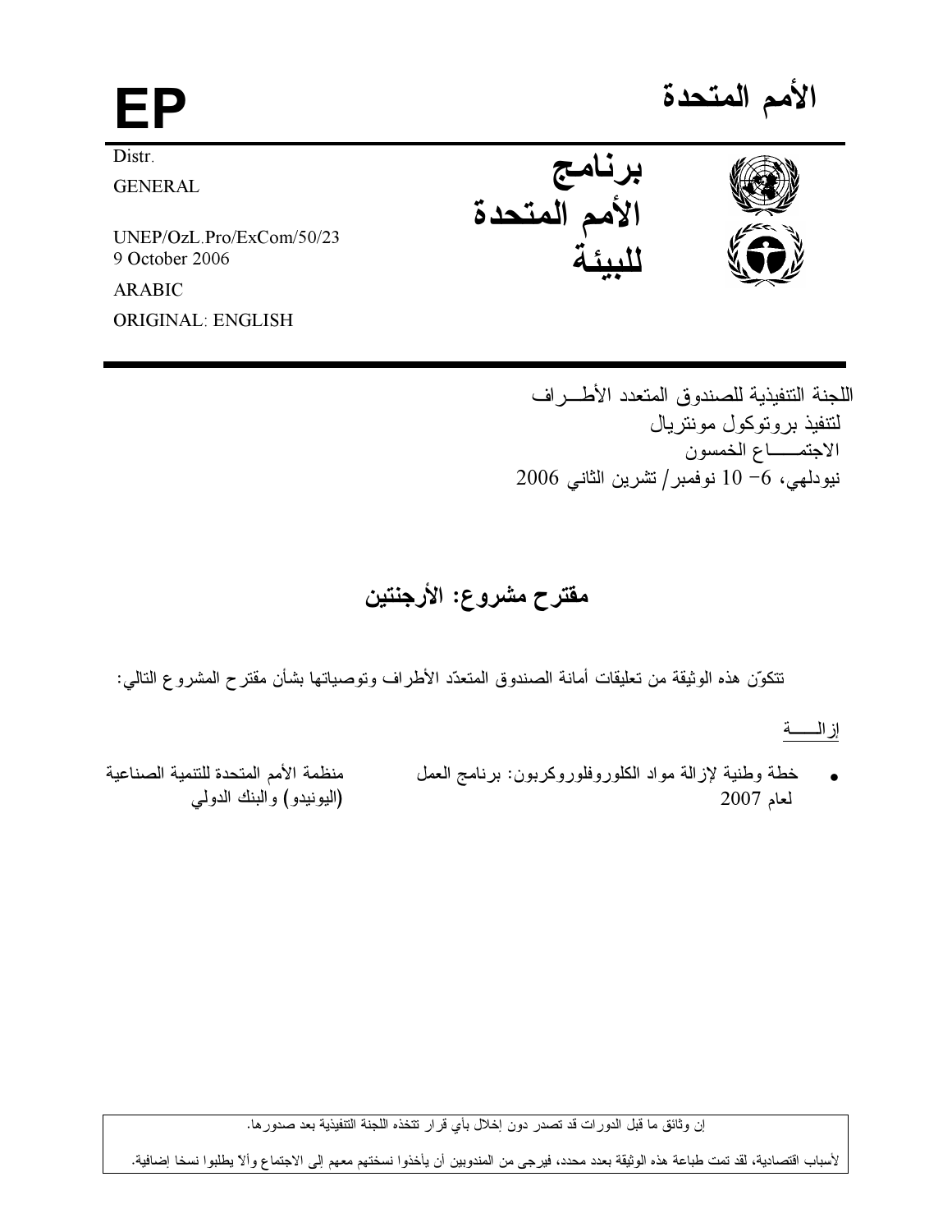# الأمم المتحدة

**EP**

Distr.
GENERAL

UNEP/OzL.Pro/ExCom/50/23
9 October 2006

ARABIC
ORIGINAL: ENGLISH

**برنامج الأمم المتحدة للبيئة**

اللجنة التنفيذية للصندوق المتعدد الأطـــراف
لتنفيذ بروتوكول مونتريال
الاجتمــــاع الخمسون
نيودلهي، 6– 10 نوفمبر/ تشرين الثاني 2006

## مقترح مشروع: الأرجنتين

تتكوّن هذه الوثيقة من تعليقات أمانة الصندوق المتعدّد الأطراف وتوصياتها بشأن مقترح المشروع التالي:

إزالـــــة

- خطة وطنية لإزالة مواد الكلوروفلوروكربون: برنامج العمل لعام 2007 — منظمة الأمم المتحدة للتنمية الصناعية (اليونيدو) والبنك الدولي

إن وثائق ما قبل الدورات قد تصدر دون إخلال بأي قرار تتخذه اللجنة التنفيذية بعد صدورها.

لأسباب اقتصادية، لقد تمت طباعة هذه الوثيقة بعدد محدد، فيرجى من المندوبين أن يأخذوا نسختهم معهم إلى الاجتماع وألاّ يطلبوا نسخا إضافية.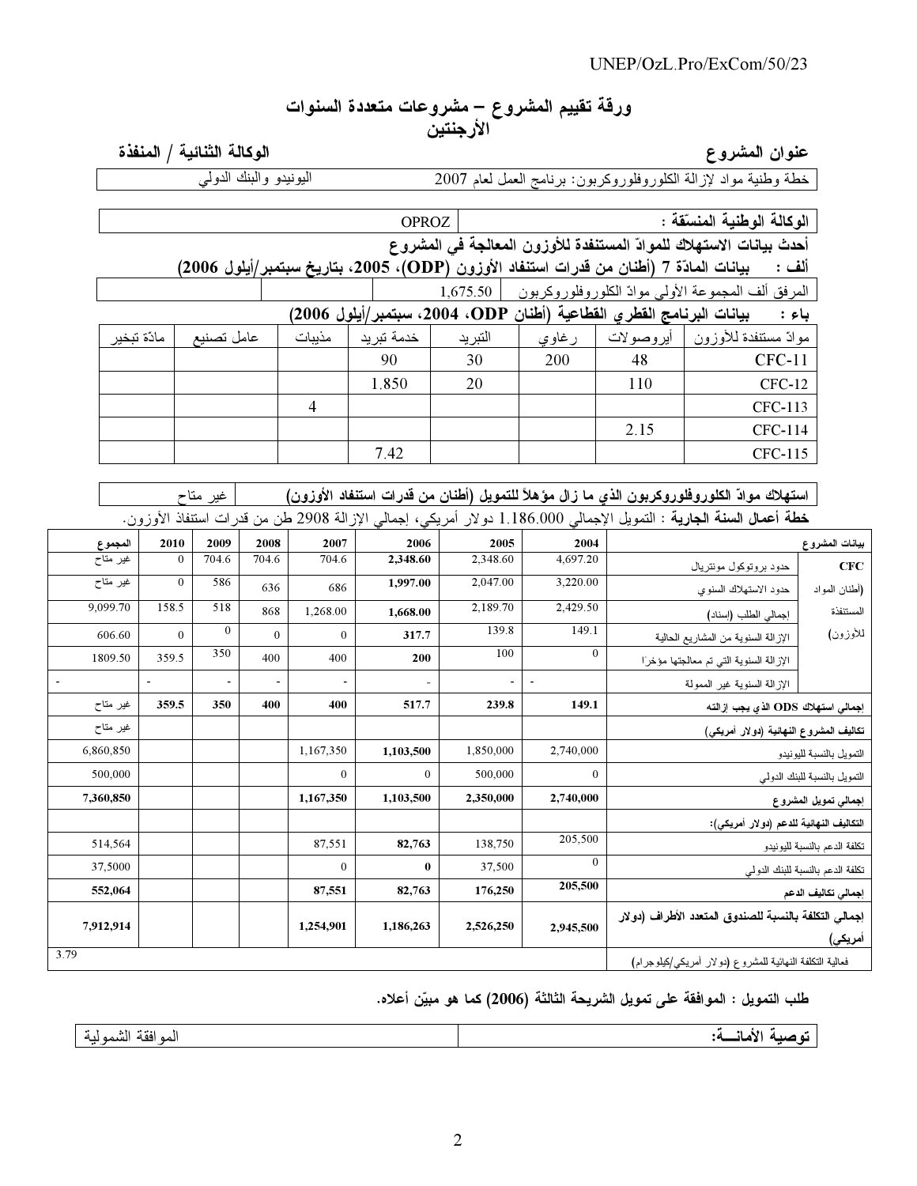# ورقة تقييم المشروع – مشروعات متعددة السنوات
## الأرجنتين

| عنوان المشروع | الوكالة الثنائية / المنفذة |
|---|---|
| خطة وطنية مواد لإزالة الكلوروفلوروكربون: برنامج العمل لعام 2007 | اليونيدو والبنك الدولي |

| الوكالة الوطنية المنسّقة : | OPROZ |
|---|---|

**أحدث بيانات الاستهلاك للموادّ المستنفدة للأوزون المعالجة في المشروع**

**ألف : بيانات المادّة 7 (أطنان من قدرات استنفاد الأوزون (ODP)، 2005، بتاريخ سبتمبر/أيلول 2006)**

| المرفق ألف المجموعة الأولى موادّ الكلوروفلوروكربون | 1,675.50 |
|---|---|

**باء : بيانات البرنامج القطري القطاعية (أطنان ODP، 2004، سبتمبر/أيلول 2006)**

| موادّ مستنفدة للأوزون | أيروصولات | رغاوي | التبريد | خدمة تبريد | مذيبات | عامل تصنيع | مادّة تبخير |
|---|---|---|---|---|---|---|---|
| CFC-11 | 48 | 200 | 30 | 90 | | | |
| CFC-12 | 110 | | 20 | 1.850 | | | |
| CFC-113 | | | | | 4 | | |
| CFC-114 | 2.15 | | | | | | |
| CFC-115 | | | | 7.42 | | | |

| استهلاك موادّ الكلوروفلوروكربون الذي ما زال مؤهلاً للتمويل (أطنان من قدرات استنفاد الأوزون) | غير متاح |
|---|---|

**خطة أعمال السنة الجارية** : التمويل الإجمالي 1.186.000 دولار أمريكي، إجمالي الإزالة 2908 طن من قدرات استنفاذ الأوزون.

| بيانات المشروع | | 2004 | 2005 | 2006 | 2007 | 2008 | 2009 | 2010 | المجموع |
|---|---|---|---|---|---|---|---|---|---|
| CFC (أطنان المواد المستنفدة للأوزون) | حدود بروتوكول مونتريال | 4,697.20 | 2,348.60 | **2,348.60** | 704.6 | 704.6 | 704.6 | 0 | غير متاح |
| | حدود الاستهلاك السنوي | 3,220.00 | 2,047.00 | **1,997.00** | 686 | 636 | 586 | 0 | غير متاح |
| | اجمالي الطلب (إسناد) | 2,429.50 | 2,189.70 | **1,668.00** | 1,268.00 | 868 | 518 | 158.5 | 9,099.70 |
| | الإزالة السنوية من المشاريع الحالية | 149.1 | 139.8 | **317.7** | 0 | 0 | 0 | 0 | 606.60 |
| | الإزالة السنوية التي تم معالجتها مؤخرًا | 0 | 100 | **200** | 400 | 400 | 350 | 359.5 | 1809.50 |
| | الإزالة السنوية غير الممولة | - | - | - | - | - | - | - | - |
| **إجمالي استهلاك ODS الذي يجب إزالته** | | **149.1** | **239.8** | **517.7** | **400** | **400** | **350** | **359.5** | غير متاح |
| **تكاليف المشروع النهائية (دولار أمريكي)** | | | | | | | | | غير متاح |
| التمويل بالنسبة لليونيدو | | 2,740,000 | 1,850,000 | **1,103,500** | 1,167,350 | | | | 6,860,850 |
| التمويل بالنسبة للبنك الدولي | | 0 | 500,000 | 0 | 0 | | | | 500,000 |
| **إجمالي تمويل المشروع** | | **2,740,000** | **2,350,000** | **1,103,500** | **1,167,350** | | | | **7,360,850** |
| **التكاليف النهائية للدعم (دولار أمريكي):** | | | | | | | | | |
| تكلفة الدعم بالنسبة لليونيدو | | 205,500 | 138,750 | **82,763** | 87,551 | | | | 514,564 |
| تكلفة الدعم بالنسبة للبنك الدولي | | 0 | 37,500 | **0** | 0 | | | | 37,5000 |
| **إجمالي تكاليف الدعم** | | **205,500** | **176,250** | **82,763** | **87,551** | | | | **552,064** |
| **إجمالي التكلفة بالنسبة للصندوق المتعدد الأطراف (دولار أمريكي)** | | **2,945,500** | **2,526,250** | **1,186,263** | **1,254,901** | | | | **7,912,914** |
| فعالية التكلفة النهائية للمشروع (دولار أمريكي/كيلوجرام) | | | | | | | | | 3.79 |

**طلب التمويل : الموافقة على تمويل الشريحة الثالثة (2006) كما هو مبيّن أعلاه.**

| **توصية الأمانـــة:** | الموافقة الشمولية |
|---|---|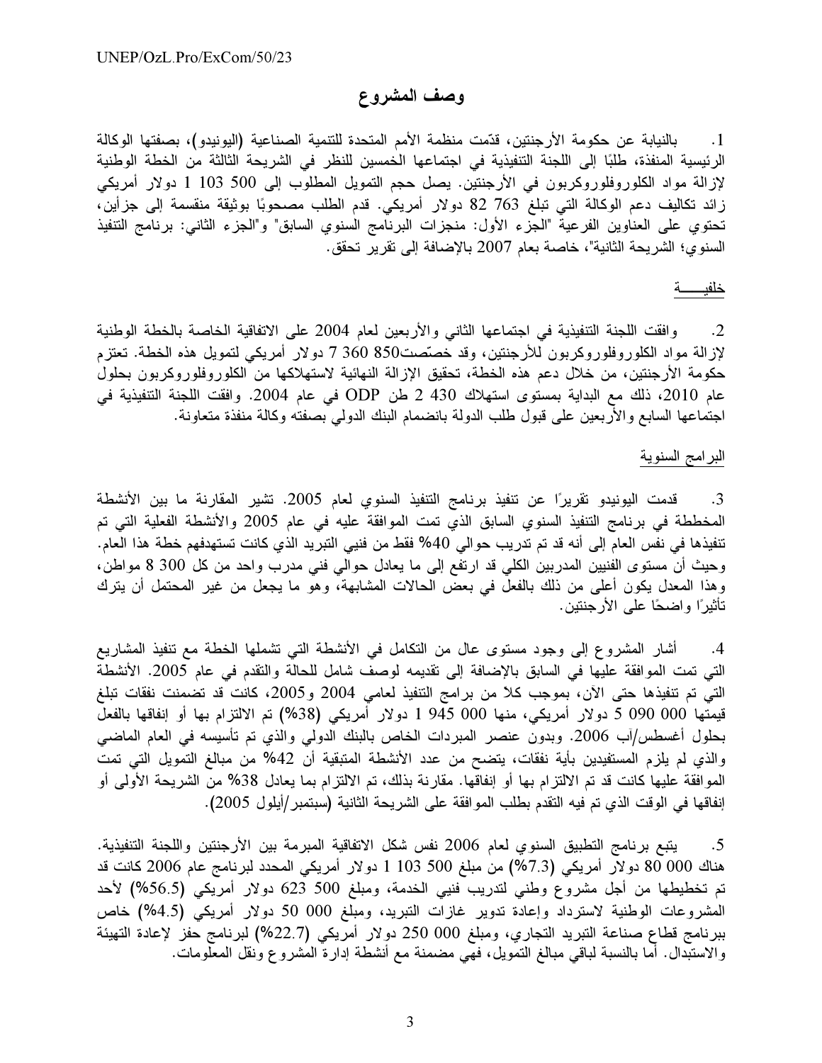# وصف المشروع

1. بالنيابة عن حكومة الأرجنتين، قدّمت منظمة الأمم المتحدة للتنمية الصناعية (اليونيدو)، بصفتها الوكالة الرئيسية المنفذة، طلبًا إلى اللجنة التنفيذية في اجتماعها الخمسين للنظر في الشريحة الثالثة من الخطة الوطنية لإزالة مواد الكلوروفلوروكربون في الأرجنتين. يصل حجم التمويل المطلوب إلى 500 103 1 دولار أمريكي زائد تكاليف دعم الوكالة التي تبلغ 763 82 دولار أمريكي. قدم الطلب مصحوبًا بوثيقة منقسمة إلى جزأين، تحتوي على العناوين الفرعية "الجزء الأول: منجزات البرنامج السنوي السابق" و"الجزء الثاني: برنامج التنفيذ السنوي؛ الشريحة الثانية"، خاصة بعام 2007 بالإضافة إلى تقرير تحقق.

خلفيــــة

2. وافقت اللجنة التنفيذية في اجتماعها الثاني والأربعين لعام 2004 على الاتفاقية الخاصة بالخطة الوطنية لإزالة مواد الكلوروفلوروكربون للأرجنتين، وقد خصّصت850 360 7 دولار أمريكي لتمويل هذه الخطة. تعتزم حكومة الأرجنتين، من خلال دعم هذه الخطة، تحقيق الإزالة النهائية لاستهلاكها من الكلوروفلوروكربون بحلول عام 2010، ذلك مع البداية بمستوى استهلاك 430 2 طن ODP في عام 2004. وافقت اللجنة التنفيذية في اجتماعها السابع والأربعين على قبول طلب الدولة بانضمام البنك الدولي بصفته وكالة منفذة متعاونة.

البرامج السنوية

3. قدمت اليونيدو تقريرًا عن تنفيذ برنامج التنفيذ السنوي لعام 2005. تشير المقارنة ما بين الأنشطة المخططة في برنامج التنفيذ السنوي السابق الذي تمت الموافقة عليه في عام 2005 والأنشطة الفعلية التي تم تنفيذها في نفس العام إلى أنه قد تم تدريب حوالي 40% فقط من فنيي التبريد الذي كانت تستهدفهم خطة هذا العام. وحيث أن مستوى الفنيين المدربين الكلي قد ارتفع إلى ما يعادل حوالي فني مدرب واحد من كل 300 8 مواطن، وهذا المعدل يكون أعلى من ذلك بالفعل في بعض الحالات المشابهة، وهو ما يجعل من غير المحتمل أن يترك تأثيرًا واضحًا على الأرجنتين.

4. أشار المشروع إلى وجود مستوى عال من التكامل في الأنشطة التي تشملها الخطة مع تنفيذ المشاريع التي تمت الموافقة عليها في السابق بالإضافة إلى تقديمه لوصف شامل للحالة والتقدم في عام 2005. الأنشطة التي تم تنفيذها حتى الآن، بموجب كلا من برامج التنفيذ لعامي 2004 و2005، كانت قد تضمنت نفقات تبلغ قيمتها 000 090 5 دولار أمريكي، منها 000 945 1 دولار أمريكي (38%) تم الالتزام بها أو إنفاقها بالفعل بحلول أغسطس/آب 2006. وبدون عنصر المبردات الخاص بالبنك الدولي والذي تم تأسيسه في العام الماضي والذي لم يلزم المستفيدين بأية نفقات، يتضح من عدد الأنشطة المتبقية أن 42% من مبالغ التمويل التي تمت الموافقة عليها كانت قد تم الالتزام بها أو إنفاقها. مقارنة بذلك، تم الالتزام بما يعادل 38% من الشريحة الأولى أو إنفاقها في الوقت الذي تم فيه التقدم بطلب الموافقة على الشريحة الثانية (سبتمبر/أيلول 2005).

5. يتبع برنامج التطبيق السنوي لعام 2006 نفس شكل الاتفاقية المبرمة بين الأرجنتين واللجنة التنفيذية. هناك 000 80 دولار أمريكي (7.3%) من مبلغ 500 103 1 دولار أمريكي المحدد لبرنامج عام 2006 كانت قد تم تخطيطها من أجل مشروع وطني لتدريب فنيي الخدمة، ومبلغ 500 623 دولار أمريكي (56.5%) لأحد المشروعات الوطنية لاسترداد وإعادة تدوير غازات التبريد، ومبلغ 000 50 دولار أمريكي (4.5%) خاص ببرنامج قطاع صناعة التبريد التجاري، ومبلغ 000 250 دولار أمريكي (22.7%) لبرنامج حفز لإعادة التهيئة والاستبدال. أما بالنسبة لباقي مبالغ التمويل، فهي مضمنة مع أنشطة إدارة المشروع ونقل المعلومات.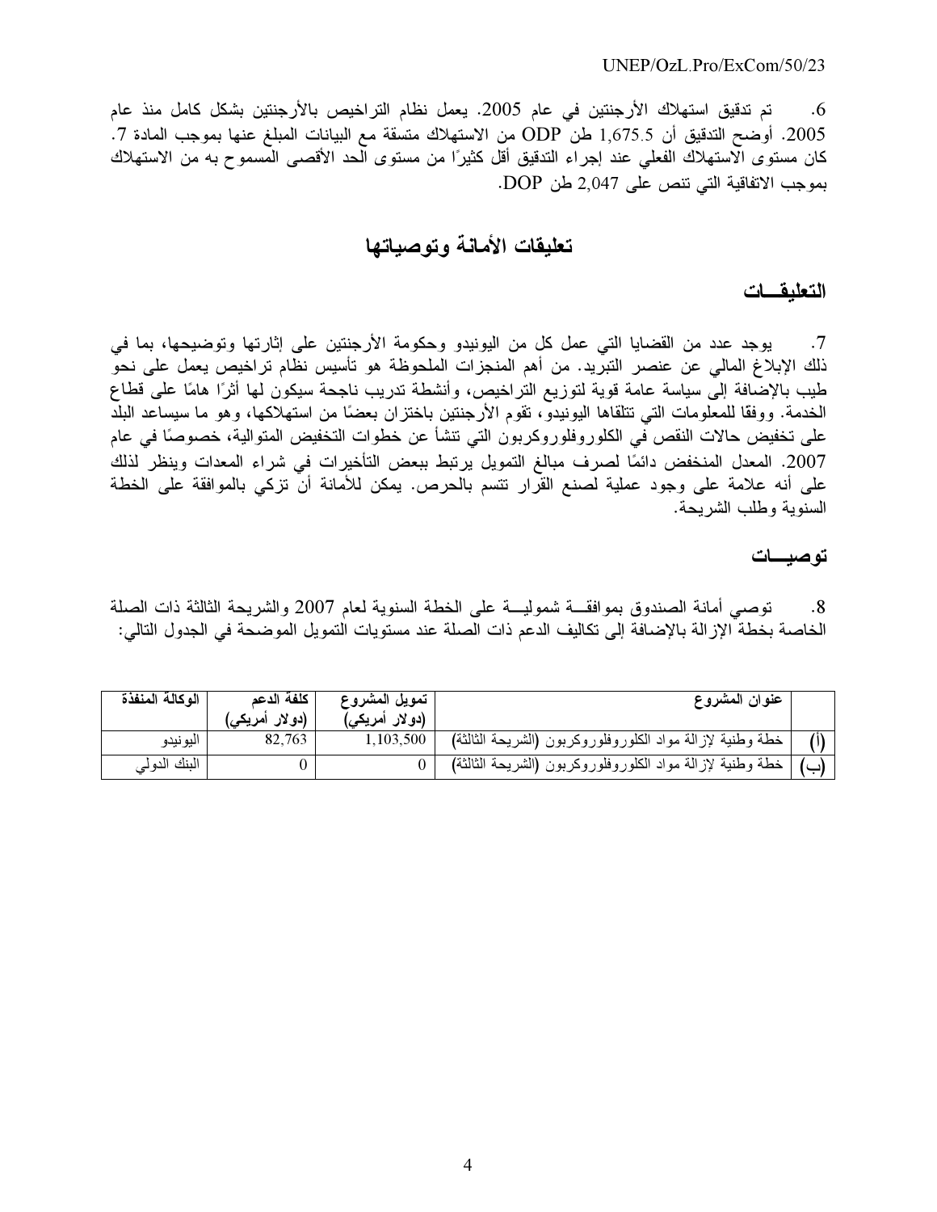6. تم تدقيق استهلاك الأرجنتين في عام 2005. يعمل نظام التراخيص بالأرجنتين بشكل كامل منذ عام 2005. أوضح التدقيق أن 1,675.5 طن ODP من الاستهلاك متسقة مع البيانات المبلغ عنها بموجب المادة 7. كان مستوى الاستهلاك الفعلي عند إجراء التدقيق أقل كثيرًا من مستوى الحد الأقصى المسموح به من الاستهلاك بموجب الاتفاقية التي تنص على 2,047 طن DOP.

# تعليقات الأمانة وتوصياتها

## التعليقـــات

7. يوجد عدد من القضايا التي عمل كل من اليونيدو وحكومة الأرجنتين على إثارتها وتوضيحها، بما في ذلك الإبلاغ المالي عن عنصر التبريد. من أهم المنجزات الملحوظة هو تأسيس نظام تراخيص يعمل على نحو طيب بالإضافة إلى سياسة عامة قوية لتوزيع التراخيص، وأنشطة تدريب ناجحة سيكون لها أثرًا هامًا على قطاع الخدمة. ووفقا للمعلومات التي تتلقاها اليونيدو، تقوم الأرجنتين باختزان بعضًا من استهلاكها، وهو ما سيساعد البلد على تخفيض حالات النقص في الكلوروفلوروكربون التي تنشأ عن خطوات التخفيض المتوالية، خصوصًا في عام 2007. المعدل المنخفض دائمًا لصرف مبالغ التمويل يرتبط ببعض التأخيرات في شراء المعدات وينظر لذلك على أنه علامة على وجود عملية لصنع القرار تتسم بالحرص. يمكن للأمانة أن تزكي بالموافقة على الخطة السنوية وطلب الشريحة.

## توصيـــات

8. توصي أمانة الصندوق بموافقـــة شموليـــة على الخطة السنوية لعام 2007 والشريحة الثالثة ذات الصلة الخاصة بخطة الإزالة بالإضافة إلى تكاليف الدعم ذات الصلة عند مستويات التمويل الموضحة في الجدول التالي:

| | عنوان المشروع | تمويل المشروع (دولار أمريكي) | كلفة الدعم (دولار أمريكي) | الوكالة المنفذة |
|---|---|---|---|---|
| (أ) | خطة وطنية لإزالة مواد الكلوروفلوروكربون (الشريحة الثالثة) | 1,103,500 | 82,763 | اليونيدو |
| (ب) | خطة وطنية لإزالة مواد الكلوروفلوروكربون (الشريحة الثالثة) | 0 | 0 | البنك الدولي |